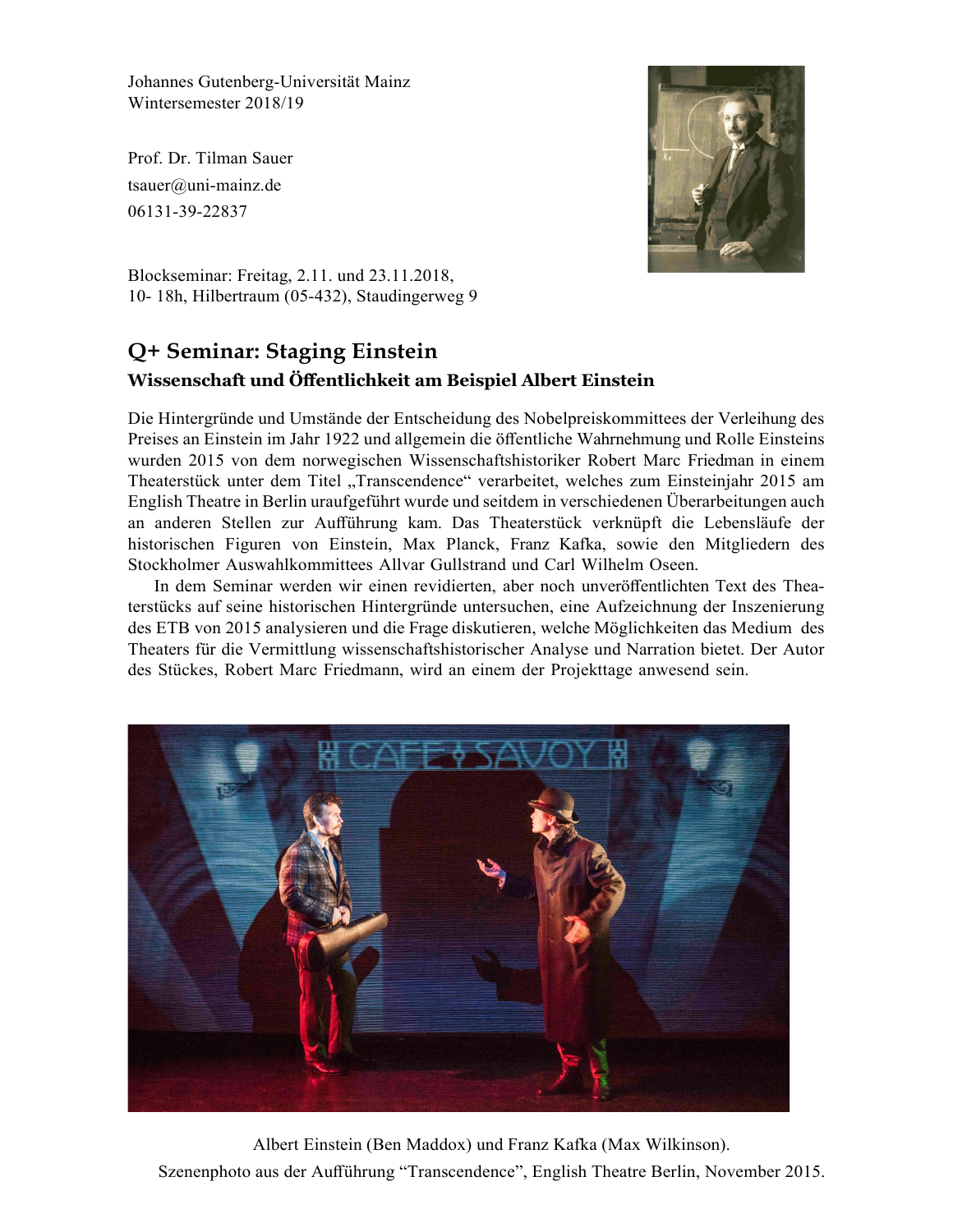Johannes Gutenberg-Universität Mainz
Wintersemester 2018/19

Prof. Dr. Tilman Sauer
tsauer@uni-mainz.de
06131-39-22837

Blockseminar: Freitag, 2.11. und 23.11.2018,
10- 18h, Hilbertraum (05-432), Staudingerweg 9

# Q+ Seminar: Staging Einstein

## Wissenschaft und Öffentlichkeit am Beispiel Albert Einstein

Die Hintergründe und Umstände der Entscheidung des Nobelpreiskommittees der Verleihung des Preises an Einstein im Jahr 1922 und allgemein die öffentliche Wahrnehmung und Rolle Einsteins wurden 2015 von dem norwegischen Wissenschaftshistoriker Robert Marc Friedman in einem Theaterstück unter dem Titel „Transcendence" verarbeitet, welches zum Einsteinjahr 2015 am English Theatre in Berlin uraufgeführt wurde und seitdem in verschiedenen Überarbeitungen auch an anderen Stellen zur Aufführung kam. Das Theaterstück verknüpft die Lebensläufe der historischen Figuren von Einstein, Max Planck, Franz Kafka, sowie den Mitgliedern des Stockholmer Auswahlkommittees Allvar Gullstrand und Carl Wilhelm Oseen.

In dem Seminar werden wir einen revidierten, aber noch unveröffentlichten Text des Theaterstücks auf seine historischen Hintergründe untersuchen, eine Aufzeichnung der Inszenierung des ETB von 2015 analysieren und die Frage diskutieren, welche Möglichkeiten das Medium des Theaters für die Vermittlung wissenschaftshistorischer Analyse und Narration bietet. Der Autor des Stückes, Robert Marc Friedmann, wird an einem der Projekttage anwesend sein.

Albert Einstein (Ben Maddox) und Franz Kafka (Max Wilkinson).
Szenenphoto aus der Aufführung "Transcendence", English Theatre Berlin, November 2015.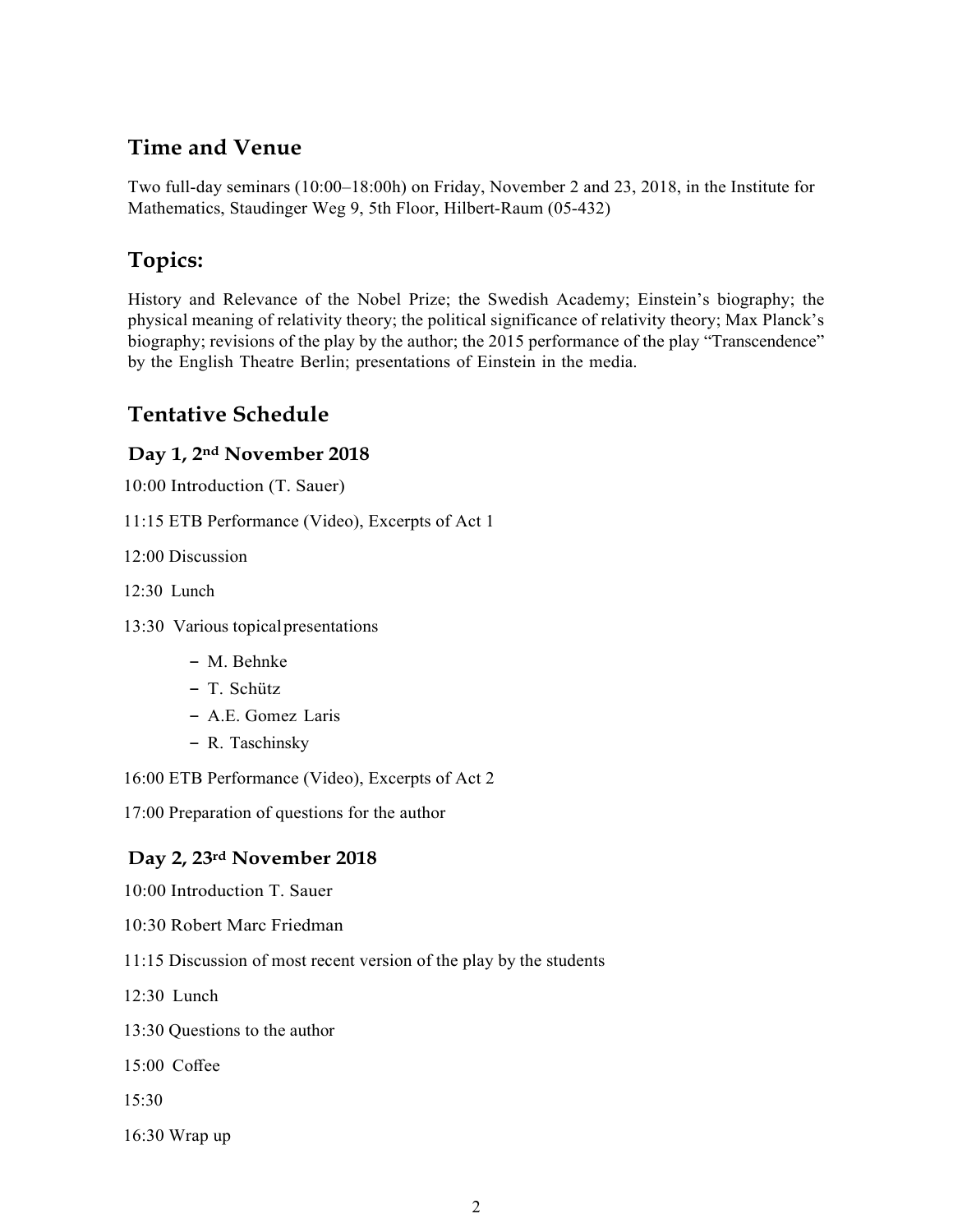## Time and Venue

Two full-day seminars (10:00–18:00h) on Friday, November 2 and 23, 2018, in the Institute for Mathematics, Staudinger Weg 9, 5th Floor, Hilbert-Raum (05-432)

## Topics:

History and Relevance of the Nobel Prize; the Swedish Academy; Einstein's biography; the physical meaning of relativity theory; the political significance of relativity theory; Max Planck's biography; revisions of the play by the author; the 2015 performance of the play "Transcendence" by the English Theatre Berlin; presentations of Einstein in the media.

## Tentative Schedule

### Day 1, 2nd November 2018

10:00 Introduction (T. Sauer)

11:15 ETB Performance (Video), Excerpts of Act 1

12:00 Discussion

12:30 Lunch

13:30 Various topical presentations

- M. Behnke
- T. Schütz
- A.E. Gomez Laris
- R. Taschinsky

16:00 ETB Performance (Video), Excerpts of Act 2

17:00 Preparation of questions for the author

### Day 2, 23rd November 2018

10:00 Introduction T. Sauer

10:30 Robert Marc Friedman

11:15 Discussion of most recent version of the play by the students

12:30 Lunch

13:30 Questions to the author

15:00 Coffee

15:30

16:30 Wrap up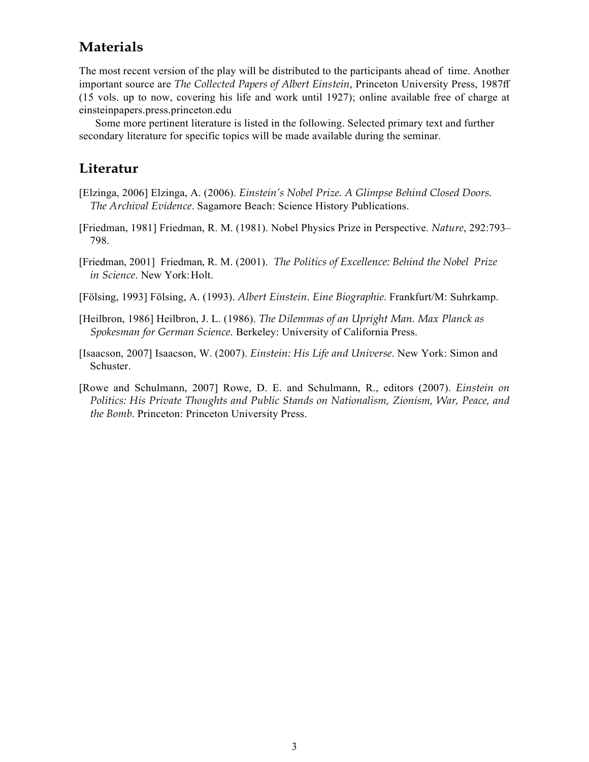## Materials

The most recent version of the play will be distributed to the participants ahead of time. Another important source are *The Collected Papers of Albert Einstein*, Princeton University Press, 1987ff (15 vols. up to now, covering his life and work until 1927); online available free of charge at einsteinpapers.press.princeton.edu

Some more pertinent literature is listed in the following. Selected primary text and further secondary literature for specific topics will be made available during the seminar.

## Literatur

[Elzinga, 2006] Elzinga, A. (2006). *Einstein's Nobel Prize. A Glimpse Behind Closed Doors. The Archival Evidence*. Sagamore Beach: Science History Publications.

[Friedman, 1981] Friedman, R. M. (1981). Nobel Physics Prize in Perspective. *Nature*, 292:793–798.

[Friedman, 2001] Friedman, R. M. (2001). *The Politics of Excellence: Behind the Nobel Prize in Science*. New York: Holt.

[Fölsing, 1993] Fölsing, A. (1993). *Albert Einstein. Eine Biographie*. Frankfurt/M: Suhrkamp.

[Heilbron, 1986] Heilbron, J. L. (1986). *The Dilemmas of an Upright Man. Max Planck as Spokesman for German Science.* Berkeley: University of California Press.

[Isaacson, 2007] Isaacson, W. (2007). *Einstein: His Life and Universe*. New York: Simon and Schuster.

[Rowe and Schulmann, 2007] Rowe, D. E. and Schulmann, R., editors (2007). *Einstein on Politics: His Private Thoughts and Public Stands on Nationalism, Zionism, War, Peace, and the Bomb*. Princeton: Princeton University Press.